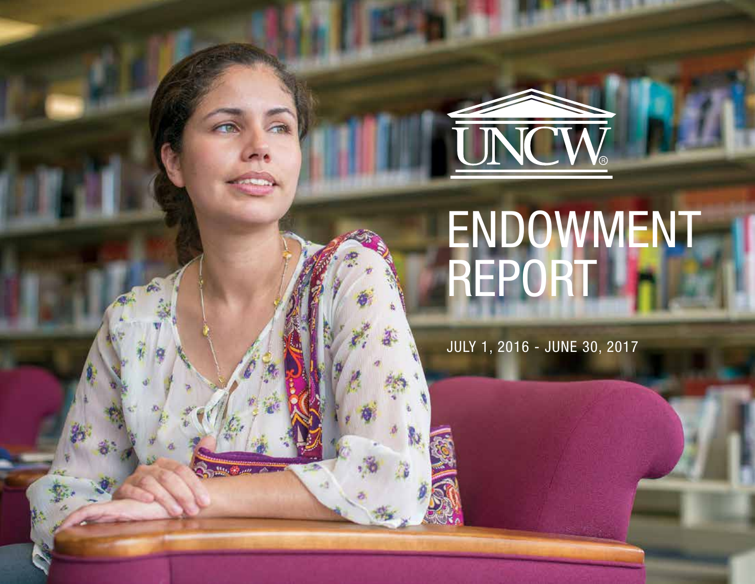UNCW®

# ENDOWMENT REPORT

JULY 1, 2016 - JUNE 30, 2017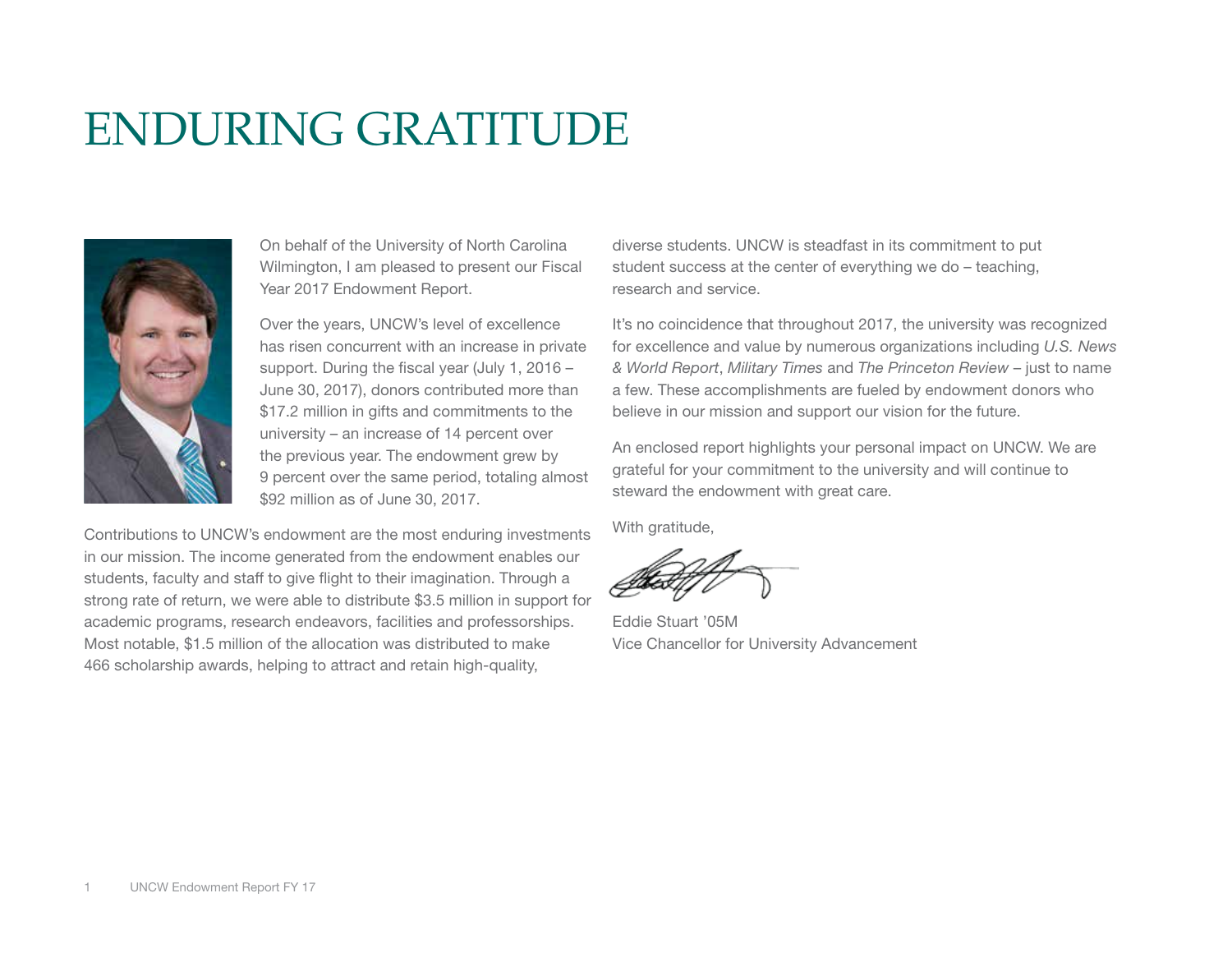# ENDURING GRATITUDE

On behalf of the University of North Carolina Wilmington, I am pleased to present our Fiscal Year 2017 Endowment Report.

Over the years, UNCW's level of excellence has risen concurrent with an increase in private support. During the fiscal year (July 1, 2016 – June 30, 2017), donors contributed more than $17.2 million in gifts and commitments to the university – an increase of 14 percent over the previous year. The endowment grew by 9 percent over the same period, totaling almost $92 million as of June 30, 2017.

Contributions to UNCW's endowment are the most enduring investments in our mission. The income generated from the endowment enables our students, faculty and staff to give flight to their imagination. Through a strong rate of return, we were able to distribute $3.5 million in support for academic programs, research endeavors, facilities and professorships. Most notable, $1.5 million of the allocation was distributed to make 466 scholarship awards, helping to attract and retain high-quality, diverse students. UNCW is steadfast in its commitment to put student success at the center of everything we do – teaching, research and service.

It's no coincidence that throughout 2017, the university was recognized for excellence and value by numerous organizations including *U.S. News & World Report*, *Military Times* and *The Princeton Review* – just to name a few. These accomplishments are fueled by endowment donors who believe in our mission and support our vision for the future.

An enclosed report highlights your personal impact on UNCW. We are grateful for your commitment to the university and will continue to steward the endowment with great care.

With gratitude,

Eddie Stuart '05M
Vice Chancellor for University Advancement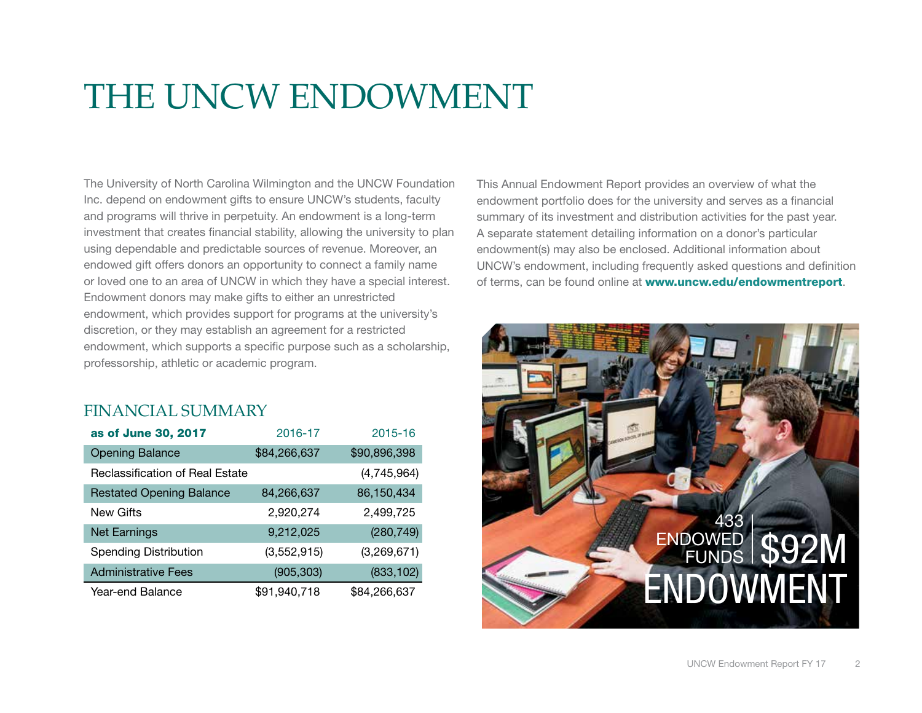# THE UNCW ENDOWMENT

The University of North Carolina Wilmington and the UNCW Foundation Inc. depend on endowment gifts to ensure UNCW's students, faculty and programs will thrive in perpetuity. An endowment is a long-term investment that creates financial stability, allowing the university to plan using dependable and predictable sources of revenue. Moreover, an endowed gift offers donors an opportunity to connect a family name or loved one to an area of UNCW in which they have a special interest. Endowment donors may make gifts to either an unrestricted endowment, which provides support for programs at the university's discretion, or they may establish an agreement for a restricted endowment, which supports a specific purpose such as a scholarship, professorship, athletic or academic program.

## FINANCIAL SUMMARY

| **as of June 30, 2017** | 2016-17 | 2015-16 |
|---|---|---|
| Opening Balance | $84,266,637 | $90,896,398 |
| Reclassification of Real Estate | | (4,745,964) |
| Restated Opening Balance | 84,266,637 | 86,150,434 |
| New Gifts | 2,920,274 | 2,499,725 |
| Net Earnings | 9,212,025 | (280,749) |
| Spending Distribution | (3,552,915) | (3,269,671) |
| Administrative Fees | (905,303) | (833,102) |
| Year-end Balance | $91,940,718 | $84,266,637 |

This Annual Endowment Report provides an overview of what the endowment portfolio does for the university and serves as a financial summary of its investment and distribution activities for the past year. A separate statement detailing information on a donor's particular endowment(s) may also be enclosed. Additional information about UNCW's endowment, including frequently asked questions and definition of terms, can be found online at **www.uncw.edu/endowmentreport**.

433 ENDOWED FUNDS | $92M ENDOWMENT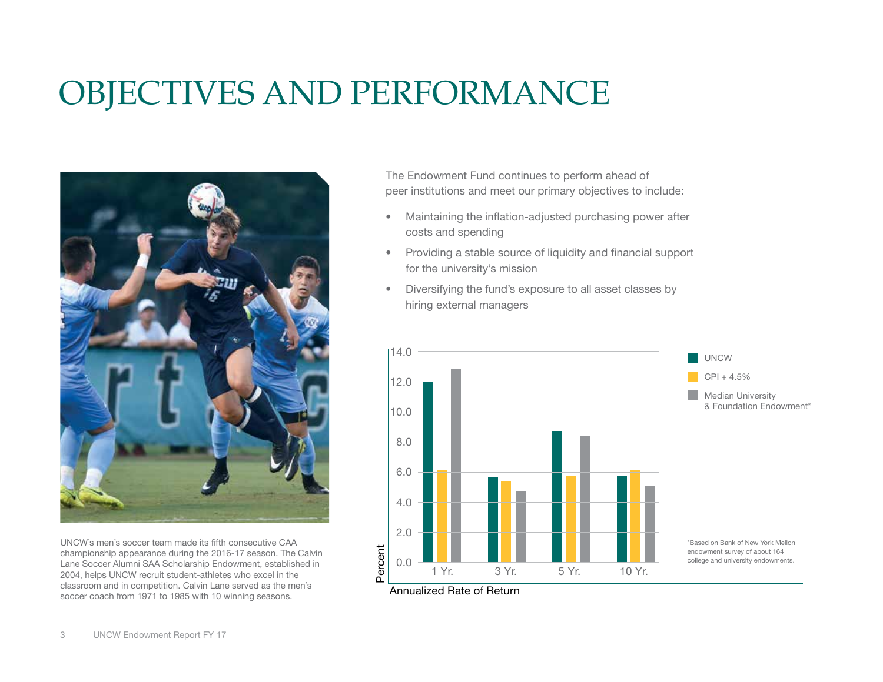# OBJECTIVES AND PERFORMANCE

UNCW's men's soccer team made its fifth consecutive CAA championship appearance during the 2016-17 season. The Calvin Lane Soccer Alumni SAA Scholarship Endowment, established in 2004, helps UNCW recruit student-athletes who excel in the classroom and in competition. Calvin Lane served as the men's soccer coach from 1971 to 1985 with 10 winning seasons.

The Endowment Fund continues to perform ahead of peer institutions and meet our primary objectives to include:

- Maintaining the inflation-adjusted purchasing power after costs and spending
- Providing a stable source of liquidity and financial support for the university's mission
- Diversifying the fund's exposure to all asset classes by hiring external managers

Annualized Rate of Return

| Percent | UNCW | CPI + 4.5% | Median University & Foundation Endowment* |
|---|---|---|---|
| 1 Yr. | 12.0 | 6.1 | 12.8 |
| 3 Yr. | 5.7 | 5.4 | 4.7 |
| 5 Yr. | 8.7 | 5.7 | 8.4 |
| 10 Yr. | 5.8 | 6.1 | 5.1 |

*Based on Bank of New York Mellon endowment survey of about 164 college and university endowments.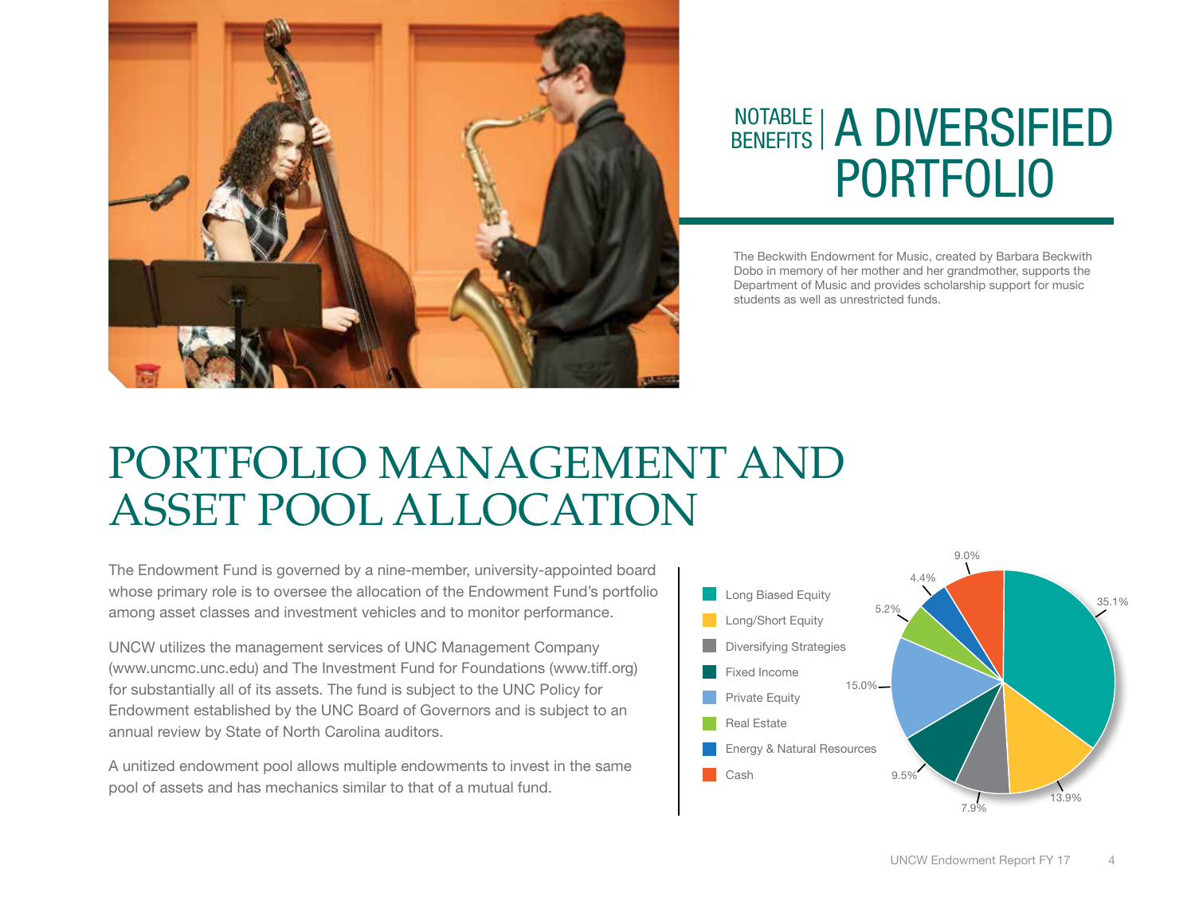## NOTABLE BENEFITS | A DIVERSIFIED PORTFOLIO

The Beckwith Endowment for Music, created by Barbara Beckwith Dobo in memory of her mother and her grandmother, supports the Department of Music and provides scholarship support for music students as well as unrestricted funds.

# PORTFOLIO MANAGEMENT AND ASSET POOL ALLOCATION

The Endowment Fund is governed by a nine-member, university-appointed board whose primary role is to oversee the allocation of the Endowment Fund's portfolio among asset classes and investment vehicles and to monitor performance.

UNCW utilizes the management services of UNC Management Company (www.uncmc.unc.edu) and The Investment Fund for Foundations (www.tiff.org) for substantially all of its assets. The fund is subject to the UNC Policy for Endowment established by the UNC Board of Governors and is subject to an annual review by State of North Carolina auditors.

A unitized endowment pool allows multiple endowments to invest in the same pool of assets and has mechanics similar to that of a mutual fund.

| Asset Class | Allocation |
|---|---|
| Long Biased Equity | 35.1% |
| Long/Short Equity | 13.9% |
| Diversifying Strategies | 7.9% |
| Fixed Income | 9.5% |
| Private Equity | 15.0% |
| Real Estate | 5.2% |
| Energy & Natural Resources | 4.4% |
| Cash | 9.0% |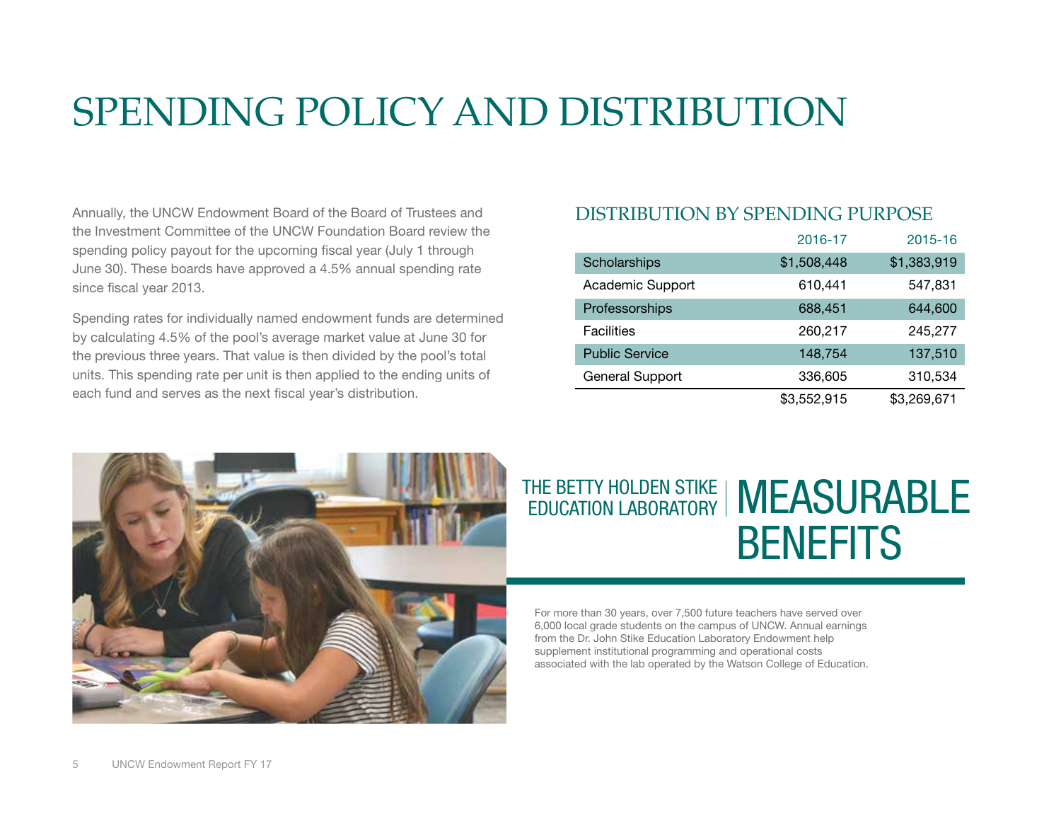# SPENDING POLICY AND DISTRIBUTION

Annually, the UNCW Endowment Board of the Board of Trustees and the Investment Committee of the UNCW Foundation Board review the spending policy payout for the upcoming fiscal year (July 1 through June 30). These boards have approved a 4.5% annual spending rate since fiscal year 2013.

Spending rates for individually named endowment funds are determined by calculating 4.5% of the pool's average market value at June 30 for the previous three years. That value is then divided by the pool's total units. This spending rate per unit is then applied to the ending units of each fund and serves as the next fiscal year's distribution.

## DISTRIBUTION BY SPENDING PURPOSE

| | 2016-17 | 2015-16 |
|---|---|---|
| Scholarships | $1,508,448 | $1,383,919 |
| Academic Support | 610,441 | 547,831 |
| Professorships | 688,451 | 644,600 |
| Facilities | 260,217 | 245,277 |
| Public Service | 148,754 | 137,510 |
| General Support | 336,605 | 310,534 |
| | $3,552,915 | $3,269,671 |

## THE BETTY HOLDEN STIKE EDUCATION LABORATORY | MEASURABLE BENEFITS

For more than 30 years, over 7,500 future teachers have served over 6,000 local grade students on the campus of UNCW. Annual earnings from the Dr. John Stike Education Laboratory Endowment help supplement institutional programming and operational costs associated with the lab operated by the Watson College of Education.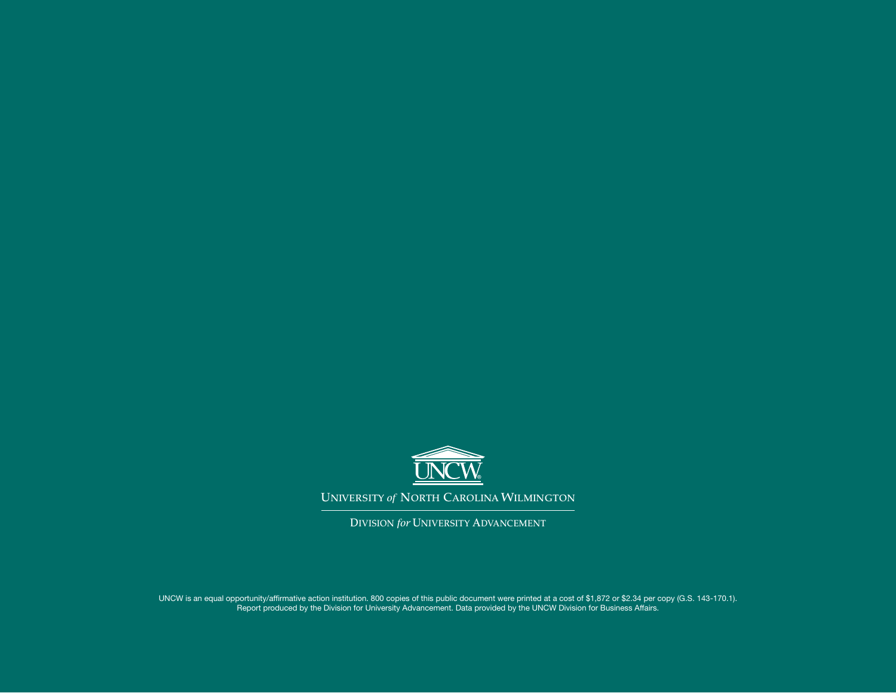UNCW

UNIVERSITY *of* NORTH CAROLINA WILMINGTON

DIVISION *for* UNIVERSITY ADVANCEMENT

UNCW is an equal opportunity/affirmative action institution. 800 copies of this public document were printed at a cost of $1,872 or $2.34 per copy (G.S. 143-170.1).
Report produced by the Division for University Advancement. Data provided by the UNCW Division for Business Affairs.